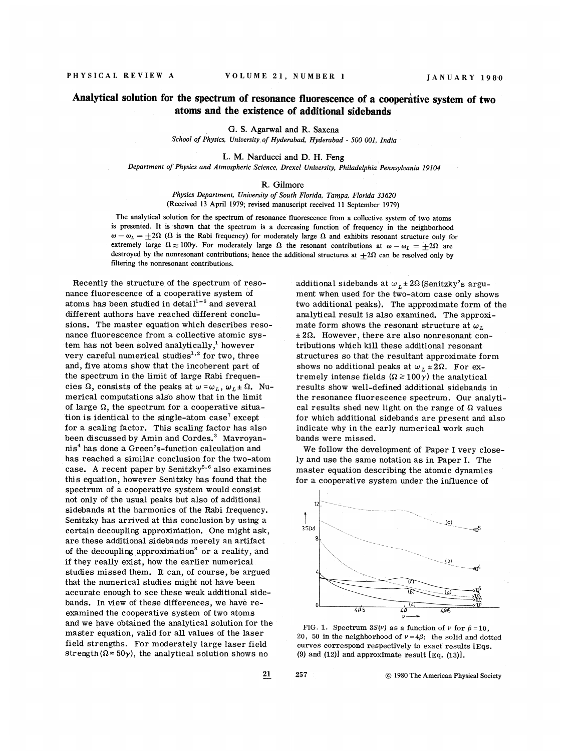# Analytical solution for the spectrum of resonance fluorescence of a cooperative system of two atoms and the existence of additional sidebands

G. S. Agarwal and R. Saxena

*School of Physics, University of Hyderabad, Hyderabad - 500 001, India*

L. M. Narducci and D. H. Feng

*Department of Physics and Atmospheric Science, Drexel University, Philadelphia Pennsylvania 19104*

R. Gilmore

*Physics Department, University of South Florida, Tampa, Florida 33620*

(Received 13 April 1979; revised manuscript received 11 September 1979)

The analytical solution for the spectrum of resonance fluorescence from a collective system of two atoms is presented. It is shown that the spectrum is a decreasing function of frequency in the neighborhood $\omega - \omega_L = \pm 2\Omega$ ($\Omega$ is the Rabi frequency) for moderately large $\Omega$ and exhibits resonant structure only for extremely large $\Omega \approx 100\gamma$. For moderately large $\Omega$ the resonant contributions at $\omega - \omega_L = \pm 2\Omega$ are destroyed by the nonresonant contributions; hence the additional structures at $\pm 2\Omega$ can be resolved only by filtering the nonresonant contributions.

Recently the structure of the spectrum of resonance fluorescence of a cooperative system of atoms has been studied in detail[1-6] and several different authors have reached different conclusions. The master equation which describes resonance fluorescence from a collective atomic system has not been solved analytically,[1] however very careful numerical studies[1,2] for two, three and, five atoms show that the incoherent part of the spectrum in the limit of large Rabi frequencies $\Omega$, consists of the peaks at $\omega = \omega_L$, $\omega_L \pm \Omega$. Numerical computations also show that in the limit of large $\Omega$, the spectrum for a cooperative situation is identical to the single-atom case[7] except for a scaling factor. This scaling factor has also been discussed by Amin and Cordes.[3] Mavroyannis[4] has done a Green's-function calculation and has reached a similar conclusion for the two-atom case. A recent paper by Senitzky[5,6] also examines this equation, however Senitzky has found that the spectrum of a cooperative system would consist not only of the usual peaks but also of additional sidebands at the harmonics of the Rabi frequency. Senitzky has arrived at this conclusion by using a certain decoupling approximation. One might ask, are these additional sidebands merely an artifact of the decoupling approximation[8] or a reality, and if they really exist, how the earlier numerical studies missed them. It can, of course, be argued that the numerical studies might not have been accurate enough to see these weak additional sidebands. In view of these differences, we have reexamined the cooperative system of two atoms and we have obtained the analytical solution for the master equation, valid for all values of the laser field strengths. For moderately large laser field strength ($\Omega \approx 50\gamma$), the analytical solution shows no additional sidebands at $\omega_L \pm 2\Omega$ (Senitzky's argument when used for the two-atom case only shows two additional peaks). The approximate form of the analytical result is also examined. The approximate form shows the resonant structure at $\omega_L \pm 2\Omega$. However, there are also nonresonant contributions which kill these additional resonant structures so that the resultant approximate form shows no additional peaks at $\omega_L \pm 2\Omega$. For extremely intense fields ($\Omega \gtrsim 100\gamma$) the analytical results show well-defined additional sidebands in the resonance fluorescence spectrum. Our analytical results shed new light on the range of $\Omega$ values for which additional sidebands are present and also indicate why in the early numerical work such bands were missed.

We follow the development of Paper I very closely and use the same notation as in Paper I. The master equation describing the atomic dynamics for a cooperative system under the influence of

FIG. 1. Spectrum $3S(\nu)$ as a function of $\nu$ for $\beta = 10$, 20, 50 in the neighborhood of $\nu = 4\beta$: the solid and dotted curves correspond respectively to exact results [Eqs. (9) and (12)] and approximate result [Eq. (13)].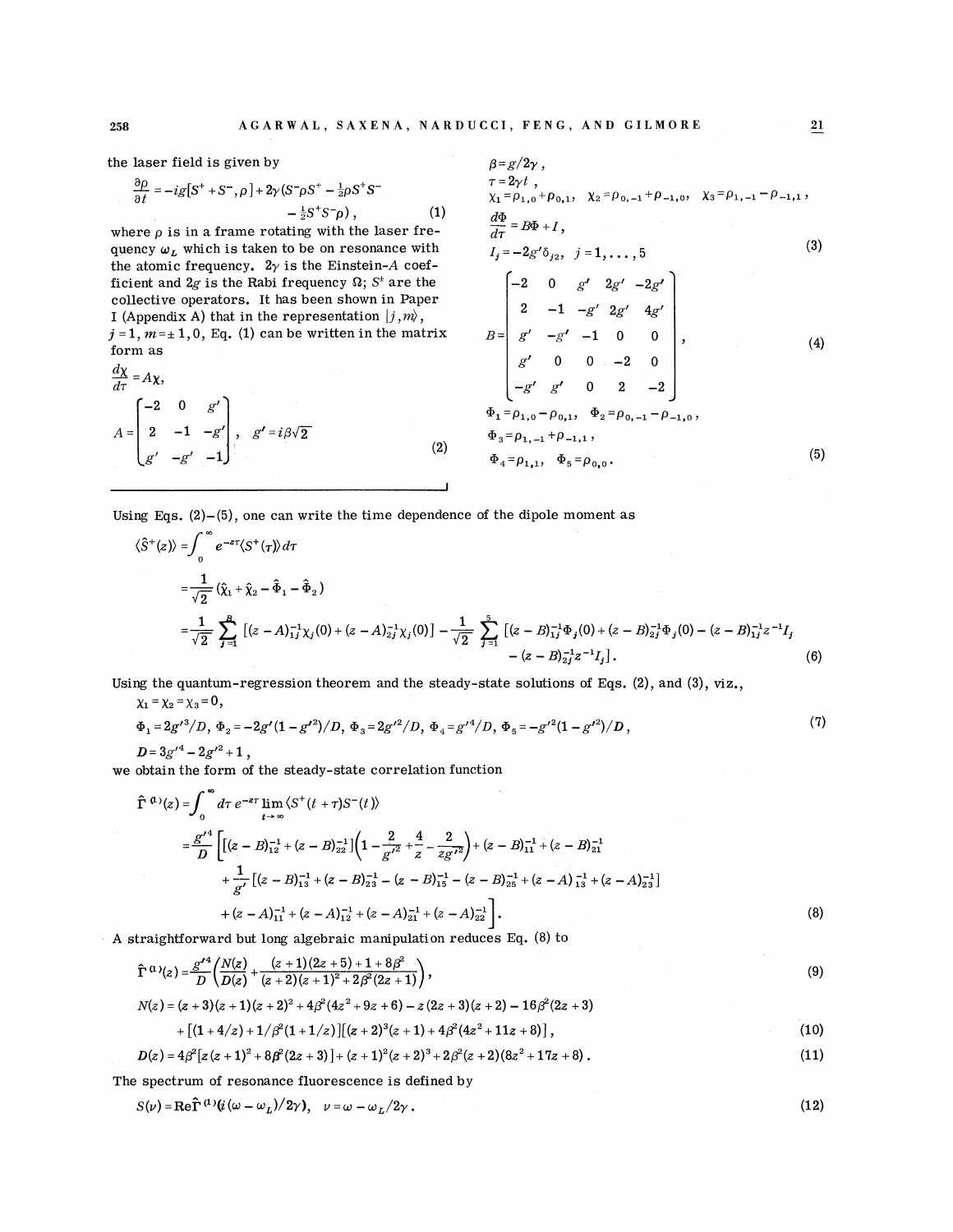the laser field is given by

$$\frac{\partial\rho}{\partial t} = -ig[S^+ + S^-, \rho] + 2\gamma(S^-\rho S^+ - \tfrac{1}{2}\rho S^+ S^- - \tfrac{1}{2}S^+ S^-\rho), \tag{1}$$

where $\rho$ is in a frame rotating with the laser frequency $\omega_L$ which is taken to be on resonance with the atomic frequency. $2\gamma$ is the Einstein-$A$ coefficient and $2g$ is the Rabi frequency $\Omega$; $S^{\pm}$ are the collective operators. It has been shown in Paper I (Appendix A) that in the representation $|j, m\rangle$, $j=1$, $m=\pm 1, 0$, Eq. (1) can be written in the matrix form as

$$\frac{d\chi}{d\tau} = A\chi,$$

$$A = \begin{bmatrix} -2 & 0 & g' \\ 2 & -1 & -g' \\ g' & -g' & -1 \end{bmatrix}, \quad g' = i\beta\sqrt{2} \tag{2}$$

$$\beta = g/2\gamma,$$
$$\tau = 2\gamma t,$$
$$\chi_1 = \rho_{1,0} + \rho_{0,1}, \quad \chi_2 = \rho_{0,-1} + \rho_{-1,0}, \quad \chi_3 = \rho_{1,-1} - \rho_{-1,1},$$
$$\frac{d\Phi}{d\tau} = B\Phi + I,$$
$$I_j = -2g'\delta_{j2}, \quad j = 1, \ldots, 5 \tag{3}$$

$$B = \begin{bmatrix} -2 & 0 & g' & 2g' & -2g' \\ 2 & -1 & -g' & 2g' & 4g' \\ g' & -g' & -1 & 0 & 0 \\ g' & 0 & 0 & -2 & 0 \\ -g' & g' & 0 & 2 & -2 \end{bmatrix}, \tag{4}$$

$$\Phi_1 = \rho_{1,0} - \rho_{0,1}, \quad \Phi_2 = \rho_{0,-1} - \rho_{-1,0},$$
$$\Phi_3 = \rho_{1,-1} + \rho_{-1,1},$$
$$\Phi_4 = \rho_{1,1}, \quad \Phi_5 = \rho_{0,0}. \tag{5}$$

Using Eqs. (2)–(5), one can write the time dependence of the dipole moment as

$$\begin{aligned}
\langle \hat{S}^+(z)\rangle &= \int_0^\infty e^{-z\tau}\langle S^+(\tau)\rangle\, d\tau \\
&= \frac{1}{\sqrt{2}}(\hat{\chi}_1 + \hat{\chi}_2 - \hat{\Phi}_1 - \hat{\Phi}_2) \\
&= \frac{1}{\sqrt{2}}\sum_{j=1}^{3}[(z-A)^{-1}_{1j}\chi_j(0) + (z-A)^{-1}_{2j}\chi_j(0)] - \frac{1}{\sqrt{2}}\sum_{j=1}^{5}[(z-B)^{-1}_{1j}\Phi_j(0) + (z-B)^{-1}_{2j}\Phi_j(0) - (z-B)^{-1}_{1j}z^{-1}I_j \\
&\qquad - (z-B)^{-1}_{2j}z^{-1}I_j].
\end{aligned} \tag{6}$$

Using the quantum-regression theorem and the steady-state solutions of Eqs. (2), and (3), viz.,

$$\chi_1 = \chi_2 = \chi_3 = 0,$$
$$\Phi_1 = 2g'^3/D, \; \Phi_2 = -2g'(1-g'^2)/D, \; \Phi_3 = 2g'^2/D, \; \Phi_4 = g'^4/D, \; \Phi_5 = -g'^2(1-g'^2)/D, \tag{7}$$
$$D = 3g'^4 - 2g'^2 + 1,$$

we obtain the form of the steady-state correlation function

$$\begin{aligned}
\hat{\Gamma}^{(1)}(z) &= \int_0^\infty d\tau\, e^{-z\tau}\lim_{t\to\infty}\langle S^+(t+\tau)S^-(t)\rangle \\
&= \frac{g'^4}{D}\Bigg[[(z-B)^{-1}_{12} + (z-B)^{-1}_{22}]\left(1 - \frac{2}{g'^2} + \frac{4}{z} - \frac{2}{zg'^2}\right) + (z-B)^{-1}_{11} + (z-B)^{-1}_{21} \\
&\quad + \frac{1}{g'}[(z-B)^{-1}_{13} + (z-B)^{-1}_{23} - (z-B)^{-1}_{15} - (z-B)^{-1}_{25} + (z-A)^{-1}_{13} + (z-A)^{-1}_{23}] \\
&\quad + (z-A)^{-1}_{11} + (z-A)^{-1}_{12} + (z-A)^{-1}_{21} + (z-A)^{-1}_{22}\Bigg].
\end{aligned} \tag{8}$$

A straightforward but long algebraic manipulation reduces Eq. (8) to

$$\hat{\Gamma}^{(1)}(z) = \frac{g'^4}{D}\left(\frac{N(z)}{D(z)} + \frac{(z+1)(2z+5)+1+8\beta^2}{(z+2)(z+1)^2 + 2\beta^2(2z+1)}\right), \tag{9}$$

$$\begin{aligned}
N(z) &= (z+3)(z+1)(z+2)^2 + 4\beta^2(4z^2+9z+6) - z(2z+3)(z+2) - 16\beta^2(2z+3) \\
&\quad + [(1+4/z) + 1/\beta^2(1+1/z)][(z+2)^3(z+1) + 4\beta^2(4z^2+11z+8)],
\end{aligned} \tag{10}$$

$$D(z) = 4\beta^2[z(z+1)^2 + 8\beta^2(2z+3)] + (z+1)^2(z+2)^3 + 2\beta^2(z+2)(8z^2+17z+8). \tag{11}$$

The spectrum of resonance fluorescence is defined by

$$S(\nu) = \mathrm{Re}\,\hat{\Gamma}^{(1)}(i(\omega-\omega_L)/2\gamma), \quad \nu = \omega - \omega_L/2\gamma. \tag{12}$$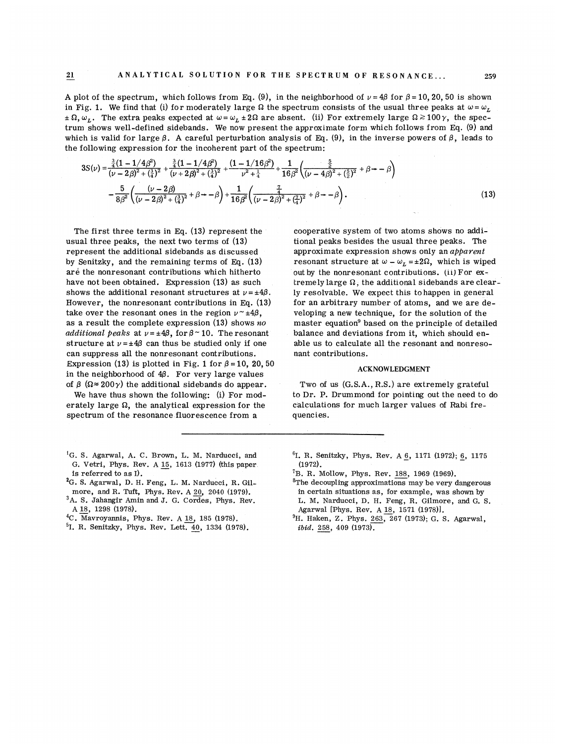A plot of the spectrum, which follows from Eq. (9), in the neighborhood of $\nu = 4\beta$ for $\beta = 10, 20, 50$ is shown in Fig. 1. We find that (i) for moderately large $\Omega$ the spectrum consists of the usual three peaks at $\omega = \omega_L \pm \Omega, \omega_L$. The extra peaks expected at $\omega = \omega_L \pm 2\Omega$ are absent. (ii) For extremely large $\Omega \gtrsim 100\gamma$, the spectrum shows well-defined sidebands. We now present the approximate form which follows from Eq. (9) and which is valid for large $\beta$. A careful perturbation analysis of Eq. (9), in the inverse powers of $\beta$, leads to the following expression for the incoherent part of the spectrum:

$$3S(\nu) = \frac{\frac{3}{4}(1 - 1/4\beta^2)}{(\nu - 2\beta)^2 + (\frac{3}{4})^2} + \frac{\frac{3}{4}(1 - 1/4\beta^2)}{(\nu + 2\beta)^2 + (\frac{3}{4})^2} + \frac{(1 - 1/16\beta^2)}{\nu^2 + \frac{1}{4}} + \frac{1}{16\beta^2}\left(\frac{\frac{5}{2}}{(\nu - 4\beta)^2 + (\frac{5}{2})^2} + \beta \to -\beta\right)$$
$$- \frac{5}{8\beta^2}\left(\frac{(\nu - 2\beta)}{(\nu - 2\beta)^2 + (\frac{3}{4})^2} + \beta \to -\beta\right) + \frac{1}{16\beta^2}\left(\frac{\frac{7}{4}}{(\nu - 2\beta)^2 + (\frac{7}{4})^2} + \beta \to -\beta\right). \tag{13}$$

The first three terms in Eq. (13) represent the usual three peaks, the next two terms of (13) represent the additional sidebands as discussed by Senitzky, and the remaining terms of Eq. (13) are the nonresonant contributions which hitherto have not been obtained. Expression (13) as such shows the additional resonant structures at $\nu = \pm 4\beta$. However, the nonresonant contributions in Eq. (13) take over the resonant ones in the region $\nu \sim \pm 4\beta$, as a result the complete expression (13) shows *no additional peaks* at $\nu = \pm 4\beta$, for $\beta \sim 10$. The resonant structure at $\nu = \pm 4\beta$ can thus be studied only if one can suppress all the nonresonant contributions. Expression (13) is plotted in Fig. 1 for $\beta = 10, 20, 50$ in the neighborhood of $4\beta$. For very large values of $\beta$ ($\Omega \approx 200\gamma$) the additional sidebands do appear.

We have thus shown the following: (i) For moderately large $\Omega$, the analytical expression for the spectrum of the resonance fluorescence from a cooperative system of two atoms shows no additional peaks besides the usual three peaks. The approximate expression shows only an *apparent* resonant structure at $\omega - \omega_L = \pm 2\Omega$, which is wiped out by the nonresonant contributions. (ii) For extremely large $\Omega$, the additional sidebands are clearly resolvable. We expect this to happen in general for an arbitrary number of atoms, and we are developing a new technique, for the solution of the master equation[9] based on the principle of detailed balance and deviations from it, which should enable us to calculate all the resonant and nonresonant contributions.

## ACKNOWLEDGMENT

Two of us (G.S.A., R.S.) are extremely grateful to Dr. P. Drummond for pointing out the need to do calculations for much larger values of Rabi frequencies.

---

[1] G. S. Agarwal, A. C. Brown, L. M. Narducci, and G. Vetri, Phys. Rev. A 15, 1613 (1977) (this paper is referred to as I).

[2] G. S. Agarwal, D. H. Feng, L. M. Narducci, R. Gilmore, and R. Tuft, Phys. Rev. A 20, 2040 (1979).

[3] A. S. Jahangir Amin and J. G. Cordes, Phys. Rev. A 18, 1298 (1978).

[4] C. Mavroyannis, Phys. Rev. A 18, 185 (1978).

[5] I. R. Senitzky, Phys. Rev. Lett. 40, 1334 (1978).

[6] I. R. Senitzky, Phys. Rev. A 6, 1171 (1972); 6, 1175 (1972).

[7] B. R. Mollow, Phys. Rev. 188, 1969 (1969).

[8] The decoupling approximations may be very dangerous in certain situations as, for example, was shown by L. M. Narducci, D. H. Feng, R. Gilmore, and G. S. Agarwal [Phys. Rev. A 18, 1571 (1978)].

[9] H. Haken, Z. Phys. 263, 267 (1973); G. S. Agarwal, *ibid.* 258, 409 (1973).